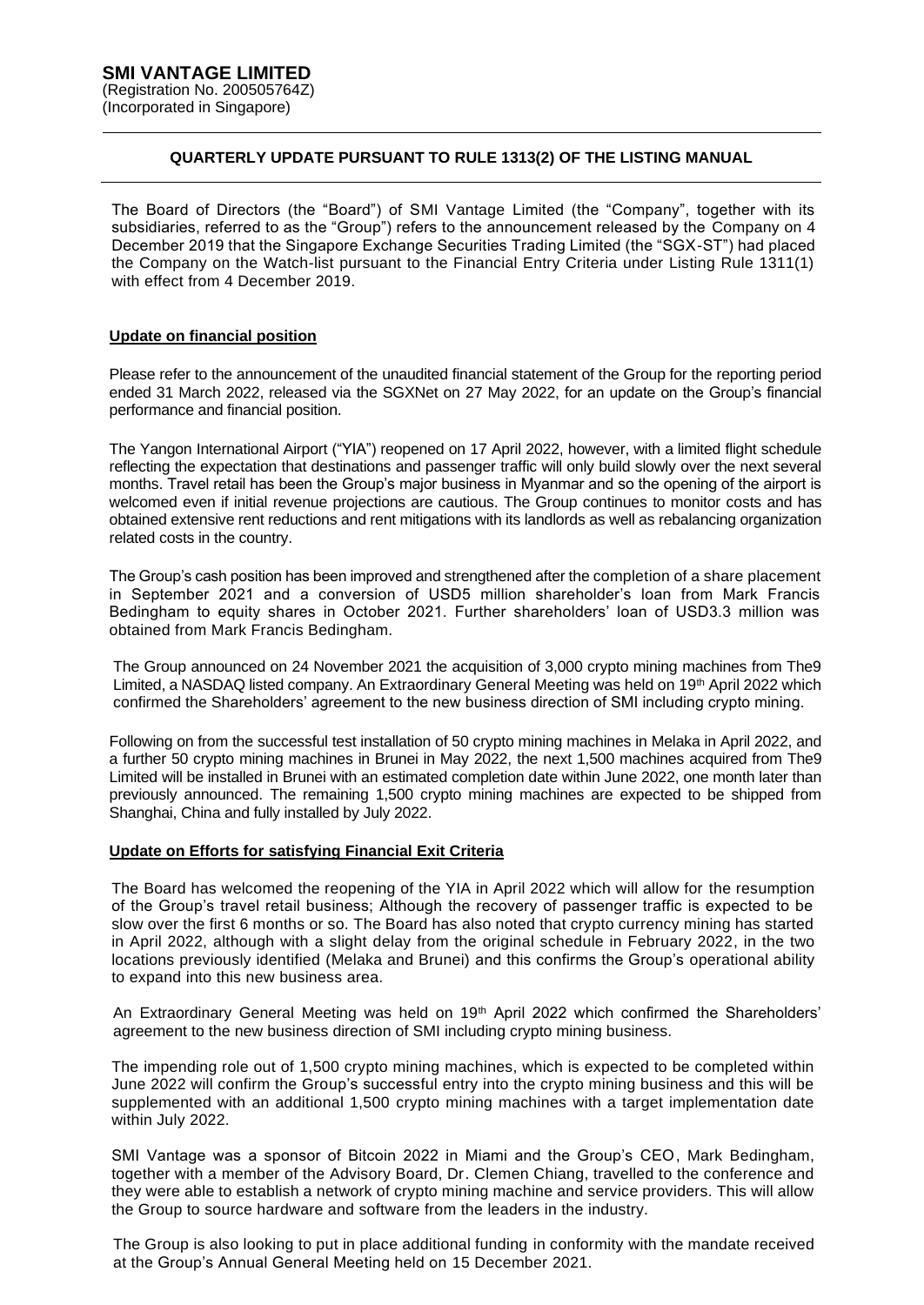**SMI VANTAGE LIMITED**
(Registration No. 200505764Z)
(Incorporated in Singapore)

---

**QUARTERLY UPDATE PURSUANT TO RULE 1313(2) OF THE LISTING MANUAL**

---

The Board of Directors (the "Board") of SMI Vantage Limited (the "Company", together with its subsidiaries, referred to as the "Group") refers to the announcement released by the Company on 4 December 2019 that the Singapore Exchange Securities Trading Limited (the "SGX-ST") had placed the Company on the Watch-list pursuant to the Financial Entry Criteria under Listing Rule 1311(1) with effect from 4 December 2019.

**Update on financial position**

Please refer to the announcement of the unaudited financial statement of the Group for the reporting period ended 31 March 2022, released via the SGXNet on 27 May 2022, for an update on the Group's financial performance and financial position.

The Yangon International Airport ("YIA") reopened on 17 April 2022, however, with a limited flight schedule reflecting the expectation that destinations and passenger traffic will only build slowly over the next several months. Travel retail has been the Group's major business in Myanmar and so the opening of the airport is welcomed even if initial revenue projections are cautious. The Group continues to monitor costs and has obtained extensive rent reductions and rent mitigations with its landlords as well as rebalancing organization related costs in the country.

The Group's cash position has been improved and strengthened after the completion of a share placement in September 2021 and a conversion of USD5 million shareholder's loan from Mark Francis Bedingham to equity shares in October 2021. Further shareholders' loan of USD3.3 million was obtained from Mark Francis Bedingham.

The Group announced on 24 November 2021 the acquisition of 3,000 crypto mining machines from The9 Limited, a NASDAQ listed company. An Extraordinary General Meeting was held on 19th April 2022 which confirmed the Shareholders' agreement to the new business direction of SMI including crypto mining.

Following on from the successful test installation of 50 crypto mining machines in Melaka in April 2022, and a further 50 crypto mining machines in Brunei in May 2022, the next 1,500 machines acquired from The9 Limited will be installed in Brunei with an estimated completion date within June 2022, one month later than previously announced. The remaining 1,500 crypto mining machines are expected to be shipped from Shanghai, China and fully installed by July 2022.

**Update on Efforts for satisfying Financial Exit Criteria**

The Board has welcomed the reopening of the YIA in April 2022 which will allow for the resumption of the Group's travel retail business; Although the recovery of passenger traffic is expected to be slow over the first 6 months or so. The Board has also noted that crypto currency mining has started in April 2022, although with a slight delay from the original schedule in February 2022, in the two locations previously identified (Melaka and Brunei) and this confirms the Group's operational ability to expand into this new business area.

An Extraordinary General Meeting was held on 19th April 2022 which confirmed the Shareholders' agreement to the new business direction of SMI including crypto mining business.

The impending role out of 1,500 crypto mining machines, which is expected to be completed within June 2022 will confirm the Group's successful entry into the crypto mining business and this will be supplemented with an additional 1,500 crypto mining machines with a target implementation date within July 2022.

SMI Vantage was a sponsor of Bitcoin 2022 in Miami and the Group's CEO, Mark Bedingham, together with a member of the Advisory Board, Dr. Clemen Chiang, travelled to the conference and they were able to establish a network of crypto mining machine and service providers. This will allow the Group to source hardware and software from the leaders in the industry.

The Group is also looking to put in place additional funding in conformity with the mandate received at the Group's Annual General Meeting held on 15 December 2021.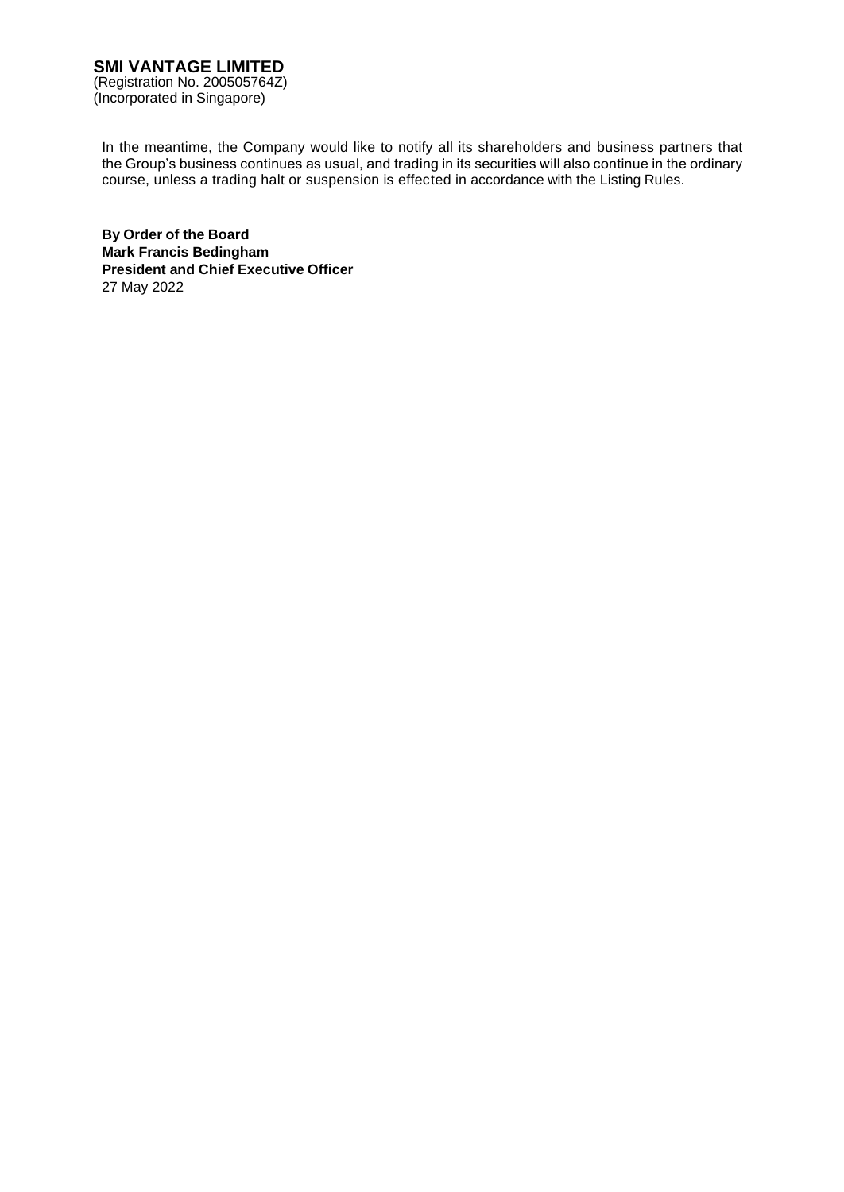**SMI VANTAGE LIMITED**
(Registration No. 200505764Z)
(Incorporated in Singapore)

In the meantime, the Company would like to notify all its shareholders and business partners that the Group's business continues as usual, and trading in its securities will also continue in the ordinary course, unless a trading halt or suspension is effected in accordance with the Listing Rules.

**By Order of the Board**
**Mark Francis Bedingham**
**President and Chief Executive Officer**
27 May 2022